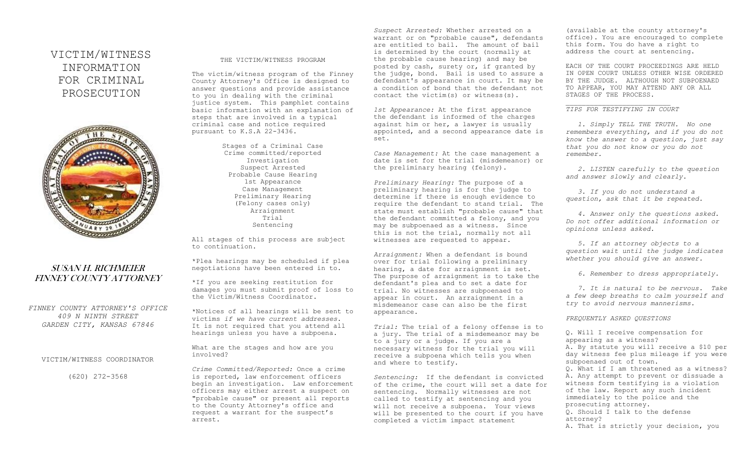# VICTIM/WITNESS INFORMATION FOR CRIMINAL PROSECUTION

***SUSAN H. RICHMEIER***
***FINNEY COUNTY ATTORNEY***

*FINNEY COUNTY ATTORNEY'S OFFICE*
*409 N NINTH STREET*
*GARDEN CITY, KANSAS 67846*

VICTIM/WITNESS COORDINATOR

(620) 272-3568

## THE VICTIM/WITNESS PROGRAM

The victim/witness program of the Finney County Attorney's Office is designed to answer questions and provide assistance to you in dealing with the criminal justice system. This pamphlet contains basic information with an explanation of steps that are involved in a typical criminal case and notice required pursuant to K.S.A 22-3436.

Stages of a Criminal Case
Crime committed/reported
Investigation
Suspect Arrested
Probable Cause Hearing
1st Appearance
Case Management
Preliminary Hearing
(Felony cases only)
Arraignment
Trial
Sentencing

All stages of this process are subject to continuation.

*Plea hearings may be scheduled if plea negotiations have been entered in to.

*If you are seeking restitution for damages you must submit proof of loss to the Victim/Witness Coordinator.

*Notices of all hearings will be sent to victims *if we have current addresses*. It is not required that you attend all hearings unless you have a subpoena.

What are the stages and how are you involved?

*Crime Committed/Reported:* Once a crime is reported, law enforcement officers begin an investigation. Law enforcement officers may either arrest a suspect on "probable cause" or present all reports to the County Attorney's office and request a warrant for the suspect's arrest.

*Suspect Arrested:* Whether arrested on a warrant or on "probable cause", defendants are entitled to bail. The amount of bail is determined by the court (normally at the probable cause hearing) and may be posted by cash, surety or, if granted by the judge, bond. Bail is used to assure a defendant's appearance in court. It may be a condition of bond that the defendant not contact the victim(s) or witness(s).

*1st Appearance:* At the first appearance the defendant is informed of the charges against him or her, a lawyer is usually appointed, and a second appearance date is set.

*Case Management:* At the case management a date is set for the trial (misdemeanor) or the preliminary hearing (felony).

*Preliminary Hearing:* The purpose of a preliminary hearing is for the judge to determine if there is enough evidence to require the defendant to stand trial. The state must establish "probable cause" that the defendant committed a felony, and you may be subpoenaed as a witness. Since this is not the trial, normally not all witnesses are requested to appear.

*Arraignment:* When a defendant is bound over for trial following a preliminary hearing, a date for arraignment is set. The purpose of arraignment is to take the defendant's plea and to set a date for trial. No witnesses are subpoenaed to appear in court. An arraignment in a misdemeanor case can also be the first appearance.

*Trial:* The trial of a felony offense is to a jury. The trial of a misdemeanor may be to a jury or a judge. If you are a necessary witness for the trial you will receive a subpoena which tells you when and where to testify.

*Sentencing:* If the defendant is convicted of the crime, the court will set a date for sentencing. Normally witnesses are not called to testify at sentencing and you will not receive a subpoena. Your views will be presented to the court if you have completed a victim impact statement (available at the county attorney's office). You are encouraged to complete this form. You do have a right to address the court at sentencing.

EACH OF THE COURT PROCEEDINGS ARE HELD IN OPEN COURT UNLESS OTHER WISE ORDERED BY THE JUDGE. ALTHOUGH NOT SUBPOENAED TO APPEAR, YOU MAY ATTEND ANY OR ALL STAGES OF THE PROCESS.

## *TIPS FOR TESTIFYING IN COURT*

*1. Simply TELL THE TRUTH. No one remembers everything, and if you do not know the answer to a question, just say that you do not know or you do not remember.*

*2. LISTEN carefully to the question and answer slowly and clearly.*

*3. If you do not understand a question, ask that it be repeated.*

*4. Answer only the questions asked. Do not offer additional information or opinions unless asked.*

*5. If an attorney objects to a question wait until the judge indicates whether you should give an answer.*

*6. Remember to dress appropriately.*

*7. It is natural to be nervous. Take a few deep breaths to calm yourself and try to avoid nervous mannerisms.*

## *FREQUENTLY ASKED QUESTIONS*

Q. Will I receive compensation for appearing as a witness?
A. By statute you will receive a $10 per day witness fee plus mileage if you were subpoenaed out of town.
Q. What if I am threatened as a witness?
A. Any attempt to prevent or dissuade a witness form testifying is a violation of the law. Report any such incident immediately to the police and the prosecuting attorney.
Q. Should I talk to the defense attorney?
A. That is strictly your decision, you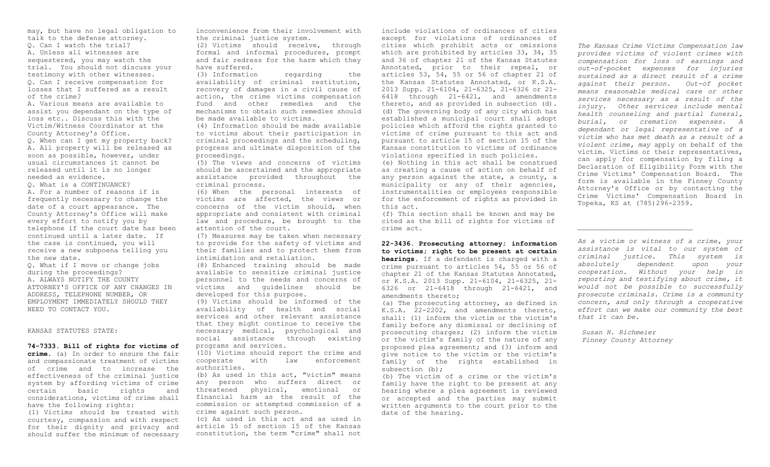may, but have no legal obligation to talk to the defense attorney.

Q. Can I watch the trial?

A. Unless all witnesses are sequestered, you may watch the trial. You should not discuss your testimony with other witnesses.

Q. Can I receive compensation for losses that I suffered as a result of the crime?

A. Various means are available to assist you dependant on the type of loss etc.. Discuss this with the Victim/Witness Coordinator at the County Attorney's Office.

Q. When can I get my property back?

A. All property will be released as soon as possible, however, under usual circumstances it cannot be released until it is no longer needed as evidence.

Q. What is a CONTINUANCE?

A. For a number of reasons if is frequently necessary to change the date of a court appearance. The County Attorney's Office will make every effort to notify you by telephone if the court date has been continued until a later date. If the case is continued, you will receive a new subpoena telling you the new date.

Q. What if I move or change jobs during the proceedings?

A. ALWAYS NOTIFY THE COUNTY ATTORNEY'S OFFICE OF ANY CHANGES IN ADDRESS, TELEPHONE NUMBER, OR EMPLOYMENT IMMEDIATELY SHOULD THEY NEED TO CONTACT YOU.

KANSAS STATUTES STATE:

**74-7333. Bill of rights for victims of crime.** (a) In order to ensure the fair and compassionate treatment of victims of crime and to increase the effectiveness of the criminal justice system by affording victims of crime certain basic rights and considerations, victims of crime shall have the following rights:

(1) Victims should be treated with courtesy, compassion and with respect for their dignity and privacy and should suffer the minimum of necessary inconvenience from their involvement with the criminal justice system.

(2) Victims should receive, through formal and informal procedures, prompt and fair redress for the harm which they have suffered.

(3) Information regarding the availability of criminal restitution, recovery of damages in a civil cause of action, the crime victims compensation fund and other remedies and the mechanisms to obtain such remedies should be made available to victims.

(4) Information should be made available to victims about their participation in criminal proceedings and the scheduling, progress and ultimate disposition of the proceedings.

(5) The views and concerns of victims should be ascertained and the appropriate assistance provided throughout the criminal process.

(6) When the personal interests of victims are affected, the views or concerns of the victim should, when appropriate and consistent with criminal law and procedure, be brought to the attention of the court.

(7) Measures may be taken when necessary to provide for the safety of victims and their families and to protect them from intimidation and retaliation.

(8) Enhanced training should be made available to sensitize criminal justice personnel to the needs and concerns of victims and guidelines should be developed for this purpose.

(9) Victims should be informed of the availability of health and social services and other relevant assistance that they might continue to receive the necessary medical, psychological and social assistance through existing programs and services.

(10) Victims should report the crime and cooperate with law enforcement authorities.

(b) As used in this act, "victim" means any person who suffers direct or threatened physical, emotional or financial harm as the result of the commission or attempted commission of a crime against such person.

(c) As used in this act and as used in article 15 of section 15 of the Kansas constitution, the term "crime" shall not include violations of ordinances of cities except for violations of ordinances of cities which prohibit acts or omissions which are prohibited by articles 33, 34, 35 and 36 of chapter 21 of the Kansas Statutes Annotated, prior to their repeal, or articles 53, 54, 55 or 56 of chapter 21 of the Kansas Statutes Annotated, or K.S.A. 2013 Supp. 21-6104, 21-6325, 21-6326 or 21-6418 through 21-6421, and amendments thereto, and as provided in subsection (d).

(d) The governing body of any city which has established a municipal court shall adopt policies which afford the rights granted to victims of crime pursuant to this act and pursuant to article 15 of section 15 of the Kansas constitution to victims of ordinance violations specified in such policies.

(e) Nothing in this act shall be construed as creating a cause of action on behalf of any person against the state, a county, a municipality or any of their agencies, instrumentalities or employees responsible for the enforcement of rights as provided in this act.

(f) This section shall be known and may be cited as the bill of rights for victims of crime act.

**22-3436. Prosecuting attorney; information to victims; right to be present at certain hearings.** If a defendant is charged with a crime pursuant to articles 54, 55 or 56 of chapter 21 of the Kansas Statutes Annotated, or K.S.A. 2013 Supp. 21-6104, 21-6325, 21-6326 or 21-6418 through 21-6421, and amendments thereto;

(a) The prosecuting attorney, as defined in K.S.A. 22-2202, and amendments thereto, shall: (1) inform the victim or the victim's family before any dismissal or declining of prosecuting charges; (2) inform the victim or the victim's family of the nature of any proposed plea agreement; and (3) inform and give notice to the victim or the victim's family of the rights established in subsection (b);

(b) The victim of a crime or the victim's family have the right to be present at any hearing where a plea agreement is reviewed or accepted and the parties may submit written arguments to the court prior to the date of the hearing.

*The Kansas Crime Victims Compensation law provides victims of violent crimes with compensation for loss of earnings and out-of-pocket expenses for injuries sustained as a direct result of a crime against their person. Out-of pocket means reasonable medical care or other services necessary as a result of the injury. Other services include mental health counseling and partial funeral, burial, or cremation expenses. A dependant or legal representative of a victim who has met death as a result of a violent crime, may* apply on behalf of the victim. Victims or their representatives, can apply for compensation by filing a Declaration of Eligibility Form with the Crime Victims' Compensation Board. The form is available in the Finney County Attorney's Office or by contacting the Crime Victims' Compensation Board in Topeka, KS at (785)296-2359.

---

*As a victim or witness of a crime, your assistance is vital to our system of criminal justice. This system is absolutely dependent upon your cooperation. Without your help in reporting and testifying about crime, it would not be possible to successfully prosecute criminals. Crime is a community concern, and only through a cooperative effort can we make our community the best that it can be.*

*Susan H. Richmeier*
*Finney County Attorney*